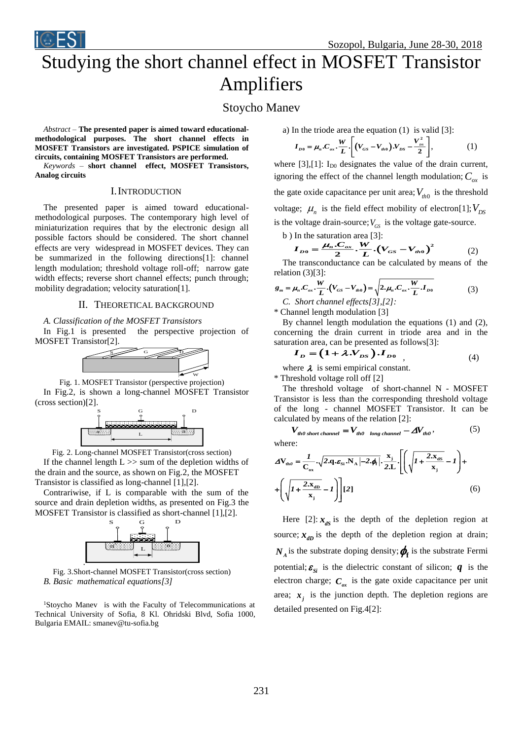# Studying the short channel effect in MOSFET Transistor Amplifiers

Stoycho Manev

*Abstract* – **The presented paper is aimed toward educational-methodological purposes. The short channel effects in MOSFET Transistors are investigated. PSPICE simulation of circuits, containing MOSFET Transistors are performed.**

*Keywords* – **short channel effect, MOSFET Transistors, Analog circuits**

## I. INTRODUCTION

The presented paper is aimed toward educational-methodological purposes. The contemporary high level of miniaturization requires that by the electronic design all possible factors should be considered. The short channel effects are very widespread in MOSFET devices. They can be summarized in the following directions[1]: channel length modulation; threshold voltage roll-off; narrow gate width effects; reverse short channel effects; punch through; mobility degradation; velocity saturation[1].

## II. THEORETICAL BACKGROUND

### A. Classification of the MOSFET Transistors

In Fig.1 is presented the perspective projection of MOSFET Transistor[2].

Fig. 1. MOSFET Transistor (perspective projection)

In Fig.2, is shown a long-channel MOSFET Transistor (cross section)[2].

Fig. 2. Long-channel MOSFET Transistor(cross section)

If the channel length L >> sum of the depletion widths of the drain and the source, as shown on Fig.2, the MOSFET Transistor is classified as long-channel [1],[2].

Contrariwise, if L is comparable with the sum of the source and drain depletion widths, as presented on Fig.3 the MOSFET Transistor is classified as short-channel [1],[2].

Fig. 3.Short-channel MOSFET Transistor(cross section)

### B. Basic mathematical equations[3]

a) In the triode area the equation (1) is valid [3]:

$$I_{D0} = \mu_n . C_{ox} . \frac{W}{L} . \left[ \left( V_{GS} - V_{th0} \right) . V_{DS} - \frac{V_{DS}^2}{2} \right], \tag{1}$$

where [3],[1]: $I_{D0}$ designates the value of the drain current, ignoring the effect of the channel length modulation; $C_{ox}$ is the gate oxide capacitance per unit area; $V_{th0}$ is the threshold voltage; $\mu_n$ is the field effect mobility of electron[1]; $V_{DS}$ is the voltage drain-source; $V_{GS}$ is the voltage gate-source.

b ) In the saturation area [3]:

$$I_{D0} = \frac{\mu_n . C_{ox}}{2} . \frac{W}{L} . \left( V_{GS} - V_{th0} \right)^2 \tag{2}$$

The transconductance can be calculated by means of the relation (3)[3]:

$$g_m = \mu_n . C_{ox} . \frac{W}{L} . \left( V_{GS} - V_{th0} \right) = \sqrt{2 . \mu_n . C_{ox} . \frac{W}{L} . I_{D0}} \tag{3}$$

### C. Short channel effects[3],[2]:

* Channel length modulation [3]

By channel length modulation the equations (1) and (2), concerning the drain current in triode area and in the saturation area, can be presented as follows[3]:

$$I_D = \left( 1 + \lambda . V_{DS} \right) . I_{D0} , \tag{4}$$

where $\lambda$ is semi empirical constant.

* Threshold voltage roll off [2]

The threshold voltage of short-channel N - MOSFET Transistor is less than the corresponding threshold voltage of the long - channel MOSFET Transistor. It can be calculated by means of the relation [2]:

$$V_{th0\ short\ channel} = V_{th0\ \ long\ channel} - \Delta V_{th0} , \tag{5}$$

where:

$$\Delta V_{th0} = \frac{1}{C_{ox}} . \sqrt{2 . q . \varepsilon_{Si} . N_A \left| -2 . \phi_f \right|} . \frac{x_j}{2 . L} . \left[ \left( \sqrt{1 + \frac{2 . x_{dS}}{x_j}} - 1 \right) + \left( \sqrt{1 + \frac{2 . x_{dD}}{x_j}} - 1 \right) \right] [2] \tag{6}$$

Here [2]: $x_{dS}$ is the depth of the depletion region at source; $x_{dD}$ is the depth of the depletion region at drain; $N_A$ is the substrate doping density; $\phi_f$ is the substrate Fermi potential; $\varepsilon_{Si}$ is the dielectric constant of silicon; $q$ is the electron charge; $C_{ox}$ is the gate oxide capacitance per unit area; $x_j$ is the junction depth. The depletion regions are detailed presented on Fig.4[2]:

[1]Stoycho Manev is with the Faculty of Telecommunications at Technical University of Sofia, 8 Kl. Ohridski Blvd, Sofia 1000, Bulgaria EMAIL: smanev@tu-sofia.bg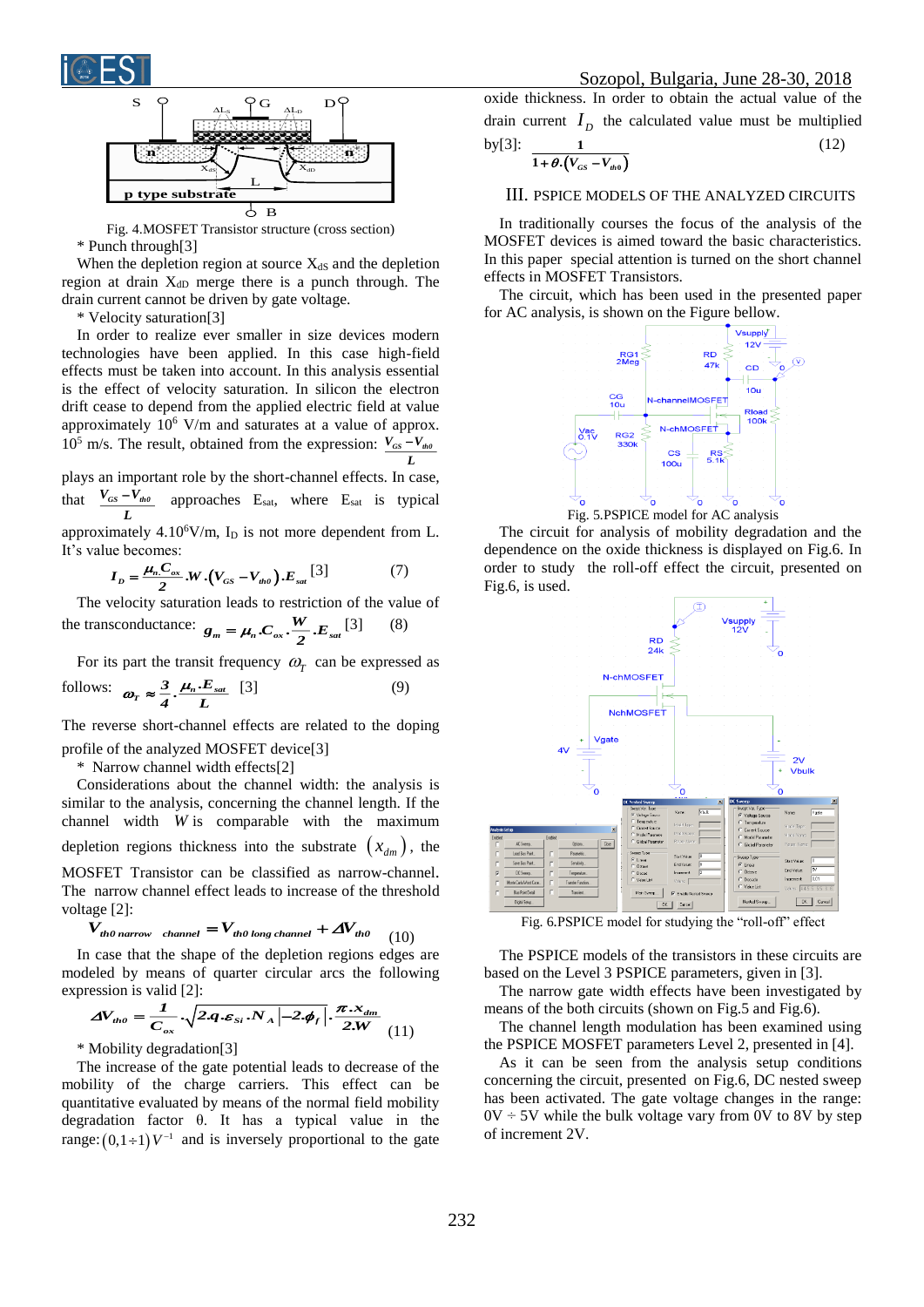Fig. 4.MOSFET Transistor structure (cross section)

\* Punch through[3]

When the depletion region at source $X_{dS}$ and the depletion region at drain $X_{dD}$ merge there is a punch through. The drain current cannot be driven by gate voltage.

\* Velocity saturation[3]

In order to realize ever smaller in size devices modern technologies have been applied. In this case high-field effects must be taken into account. In this analysis essential is the effect of velocity saturation. In silicon the electron drift cease to depend from the applied electric field at value approximately $10^6$ V/m, and saturates at a value of approx. $10^5$ m/s. The result, obtained from the expression: $\frac{V_{GS}-V_{th0}}{L}$ plays an important role by the short-channel effects. In case, that $\frac{V_{GS}-V_{th0}}{L}$ approaches $E_{sat}$, where $E_{sat}$ is typical approximately $4.10^6$V/m, $I_D$ is not more dependent from L. It's value becomes:

$$I_D = \frac{\mu_n.C_{ox}}{2}.W.(V_{GS}-V_{th0}).E_{sat} \text{ [3]} \qquad (7)$$

The velocity saturation leads to restriction of the value of the transconductance: $g_m = \mu_n.C_{ox}.\frac{W}{2}.E_{sat}$ [3] (8)

For its part the transit frequency $\omega_T$ can be expressed as follows: $\omega_T \approx \frac{3}{4}.\frac{\mu_n.E_{sat}}{L}$ [3] (9)

The reverse short-channel effects are related to the doping profile of the analyzed MOSFET device[3]

\* Narrow channel width effects[2]

Considerations about the channel width: the analysis is similar to the analysis, concerning the channel length. If the channel width $W$ is comparable with the maximum depletion regions thickness into the substrate $(x_{dm})$, the MOSFET Transistor can be classified as narrow-channel. The narrow channel effect leads to increase of the threshold voltage [2]:

$$V_{th0\ narrow\ channel} = V_{th0\ long\ channel} + \Delta V_{th0} \qquad (10)$$

In case that the shape of the depletion regions edges are modeled by means of quarter circular arcs the following expression is valid [2]:

$$\Delta V_{th0} = \frac{1}{C_{ox}}.\sqrt{2.q.\varepsilon_{Si}.N_A\left|-2.\phi_f\right|}.\frac{\pi.x_{dm}}{2.W} \qquad (11)$$

\* Mobility degradation[3]

The increase of the gate potential leads to decrease of the mobility of the charge carriers. This effect can be quantitative evaluated by means of the normal field mobility degradation factor θ. It has a typical value in the range: $(0,1 \div 1)V^{-1}$ and is inversely proportional to the gate oxide thickness. In order to obtain the actual value of the drain current $I_D$ the calculated value must be multiplied by[3]:

$$\frac{1}{1+\theta.(V_{GS}-V_{th0})} \qquad (12)$$

## III. PSPICE MODELS OF THE ANALYZED CIRCUITS

In traditionally courses the focus of the analysis of the MOSFET devices is aimed toward the basic characteristics. In this paper special attention is turned on the short channel effects in MOSFET Transistors.

The circuit, which has been used in the presented paper for AC analysis, is shown on the Figure bellow.

Fig. 5.PSPICE model for AC analysis

The circuit for analysis of mobility degradation and the dependence on the oxide thickness is displayed on Fig.6. In order to study the roll-off effect the circuit, presented on Fig.6, is used.

Fig. 6.PSPICE model for studying the "roll-off" effect

The PSPICE models of the transistors in these circuits are based on the Level 3 PSPICE parameters, given in [3].

The narrow gate width effects have been investigated by means of the both circuits (shown on Fig.5 and Fig.6).

The channel length modulation has been examined using the PSPICE MOSFET parameters Level 2, presented in [4].

As it can be seen from the analysis setup conditions concerning the circuit, presented on Fig.6, DC nested sweep has been activated. The gate voltage changes in the range: 0V ÷ 5V while the bulk voltage vary from 0V to 8V by step of increment 2V.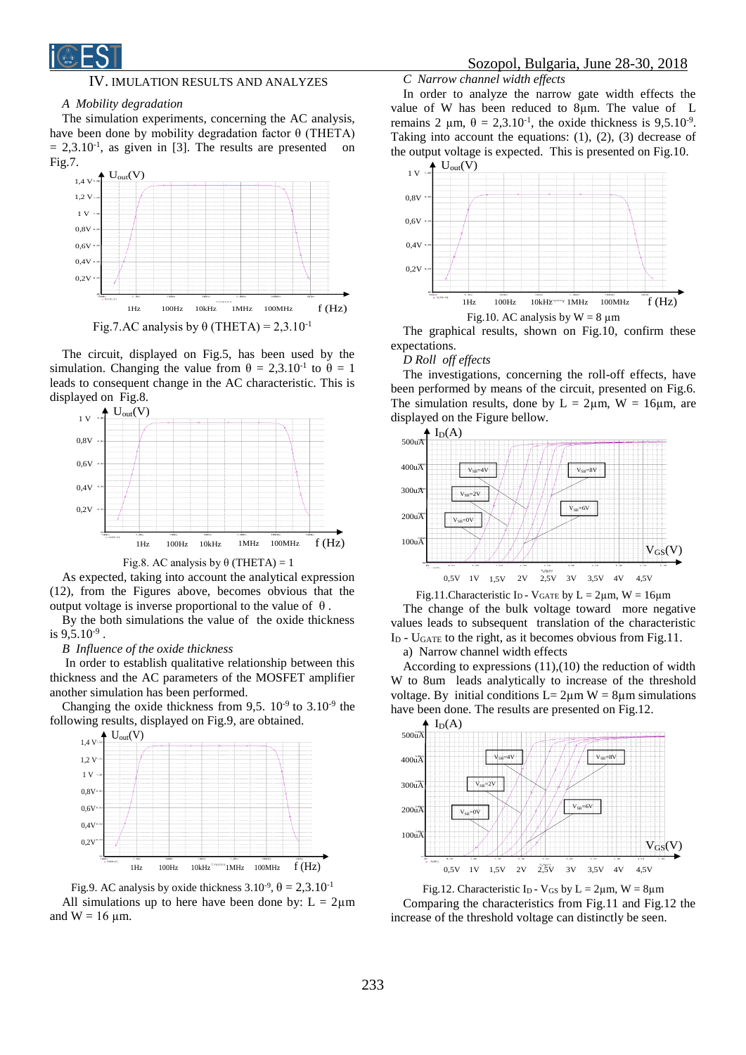## IV. IMULATION RESULTS AND ANALYZES

### *A Mobility degradation*

The simulation experiments, concerning the AC analysis, have been done by mobility degradation factor θ (THETA) = 2,3.10$^{-1}$, as given in [3]. The results are presented on Fig.7.

Fig.7.AC analysis by θ (THETA) = 2,3.10$^{-1}$

The circuit, displayed on Fig.5, has been used by the simulation. Changing the value from θ = 2,3.10$^{-1}$ to θ = 1 leads to consequent change in the AC characteristic. This is displayed on Fig.8.

Fig.8. AC analysis by θ (THETA) = 1

As expected, taking into account the analytical expression (12), from the Figures above, becomes obvious that the output voltage is inverse proportional to the value of θ.

By the both simulations the value of the oxide thickness is 9,5.10$^{-9}$.

### *B Influence of the oxide thickness*

In order to establish qualitative relationship between this thickness and the AC parameters of the MOSFET amplifier another simulation has been performed.

Changing the oxide thickness from 9,5. 10$^{-9}$ to 3.10$^{-9}$ the following results, displayed on Fig.9, are obtained.

Fig.9. AC analysis by oxide thickness 3.10$^{-9}$, θ = 2,3.10$^{-1}$

All simulations up to here have been done by: L = 2μm and W = 16 μm.

### *C Narrow channel width effects*

In order to analyze the narrow gate width effects the value of W has been reduced to 8μm. The value of L remains 2 μm, θ = 2,3.10$^{-1}$, the oxide thickness is 9,5.10$^{-9}$. Taking into account the equations: (1), (2), (3) decrease of the output voltage is expected. This is presented on Fig.10.

Fig.10. AC analysis by W = 8 μm

The graphical results, shown on Fig.10, confirm these expectations.

### *D Roll off effects*

The investigations, concerning the roll-off effects, have been performed by means of the circuit, presented on Fig.6. The simulation results, done by L = 2μm, W = 16μm, are displayed on the Figure bellow.

Fig.11.Characteristic $I_D$ - $V_{GATE}$ by L = 2μm, W = 16μm

The change of the bulk voltage toward more negative values leads to subsequent translation of the characteristic $I_D$ - $U_{GATE}$ to the right, as it becomes obvious from Fig.11.

a) Narrow channel width effects

According to expressions (11),(10) the reduction of width W to 8um leads analytically to increase of the threshold voltage. By initial conditions L= 2μm W = 8μm simulations have been done. The results are presented on Fig.12.

Fig.12. Characteristic $I_D$ - $V_{GS}$ by L = 2μm, W = 8μm

Comparing the characteristics from Fig.11 and Fig.12 the increase of the threshold voltage can distinctly be seen.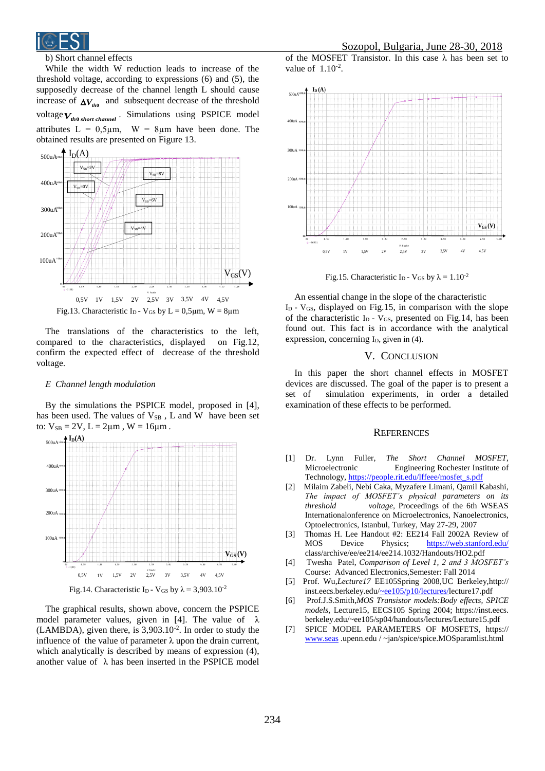b) Short channel effects

While the width W reduction leads to increase of the threshold voltage, according to expressions (6) and (5), the supposedly decrease of the channel length L should cause increase of $\Delta V_{th0}$ and subsequent decrease of the threshold voltage $V_{th0\ short\ channel}$. Simulations using PSPICE model attributes L = 0,5µm, W = 8µm have been done. The obtained results are presented on Figure 13.

$I_D$(A)

500uA

400uA

300uA

200uA

100uA

$V_{SB}$=2V

$V_{SB}$=0V

$V_{SB}$=8V

$V_{SB}$=6V

$V_{SB}$=4V

$V_{GS}$(V)

0,5V 1V 1,5V 2V 2,5V 3V 3,5V 4V 4,5V

Fig.13. Characteristic $I_D$ - $V_{GS}$ by L = 0,5µm, W = 8µm

The translations of the characteristics to the left, compared to the characteristics, displayed on Fig.12, confirm the expected effect of decrease of the threshold voltage.

*E Channel length modulation*

By the simulations the PSPICE model, proposed in [4], has been used. The values of $V_{SB}$ , L and W have been set to: $V_{SB}$ = 2V, L = 2µm , W = 16µm .

$I_D$(A)

500uA

400uA

300uA

200uA

100uA

$V_{GS}$(V)

0,5V 1V 1,5V 2V 2,5V 3V 3,5V 4V 4,5V

Fig.14. Characteristic $I_D$ - $V_{GS}$ by $\lambda = 3{,}903.10^{-2}$

The graphical results, shown above, concern the PSPICE model parameter values, given in [4]. The value of λ (LAMBDA), given there, is $3{,}903.10^{-2}$. In order to study the influence of the value of parameter λ upon the drain current, which analytically is described by means of expression (4), another value of λ has been inserted in the PSPICE model of the MOSFET Transistor. In this case λ has been set to value of $1.10^{-2}$.

$I_D$(A)

500uA

400uA

300uA

200uA

100uA

$V_{GS}$(V)

0,5V 1V 1,5V 2V 2,5V 3V 3,5V 4V 4,5V

Fig.15. Characteristic $I_D$ - $V_{GS}$ by $\lambda = 1.10^{-2}$

An essential change in the slope of the characteristic $I_D$ - $V_{GS}$, displayed on Fig.15, in comparison with the slope of the characteristic $I_D$ - $V_{GS}$, presented on Fig.14, has been found out. This fact is in accordance with the analytical expression, concerning $I_D$, given in (4).

## V. Conclusion

In this paper the short channel effects in MOSFET devices are discussed. The goal of the paper is to present a set of simulation experiments, in order a detailed examination of these effects to be performed.

## References

[1] Dr. Lynn Fuller, *The Short Channel MOSFET*, Microelectronic Engineering Rochester Institute of Technology, https://people.rit.edu/lffeee/mosfet_s.pdf

[2] Milaim Zabeli, Nebi Caka, Myzafere Limani, Qamil Kabashi, *The impact of MOSFET's physical parameters on its threshold voltage*, Proceedings of the 6th WSEAS Internationalonference on Microelectronics, Nanoelectronics, Optoelectronics, Istanbul, Turkey, May 27-29, 2007

[3] Thomas H. Lee Handout #2: EE214 Fall 2002A Review of MOS Device Physics; https://web.stanford.edu/ class/archive/ee/ee214/ee214.1032/Handouts/HO2.pdf

[4] Twesha Patel, *Comparison of Level 1, 2 and 3 MOSFET's* Course: Advanced Electronics,Semester: Fall 2014

[5] Prof. Wu,*Lecture17* EE105Spring 2008,UC Berkeley,http:// inst.eecs.berkeley.edu/~ee105/p10/lectures/lecture17.pdf

[6] Prof.J.S.Smith,*MOS Transistor models:Body effects, SPICE models*, Lecture15, EECS105 Spring 2004; https://inst.eecs. berkeley.edu/~ee105/sp04/handouts/lectures/Lecture15.pdf

[7] SPICE MODEL PARAMETERS OF MOSFETS, https:// www.seas .upenn.edu / ~jan/spice/spice.MOSparamlist.html